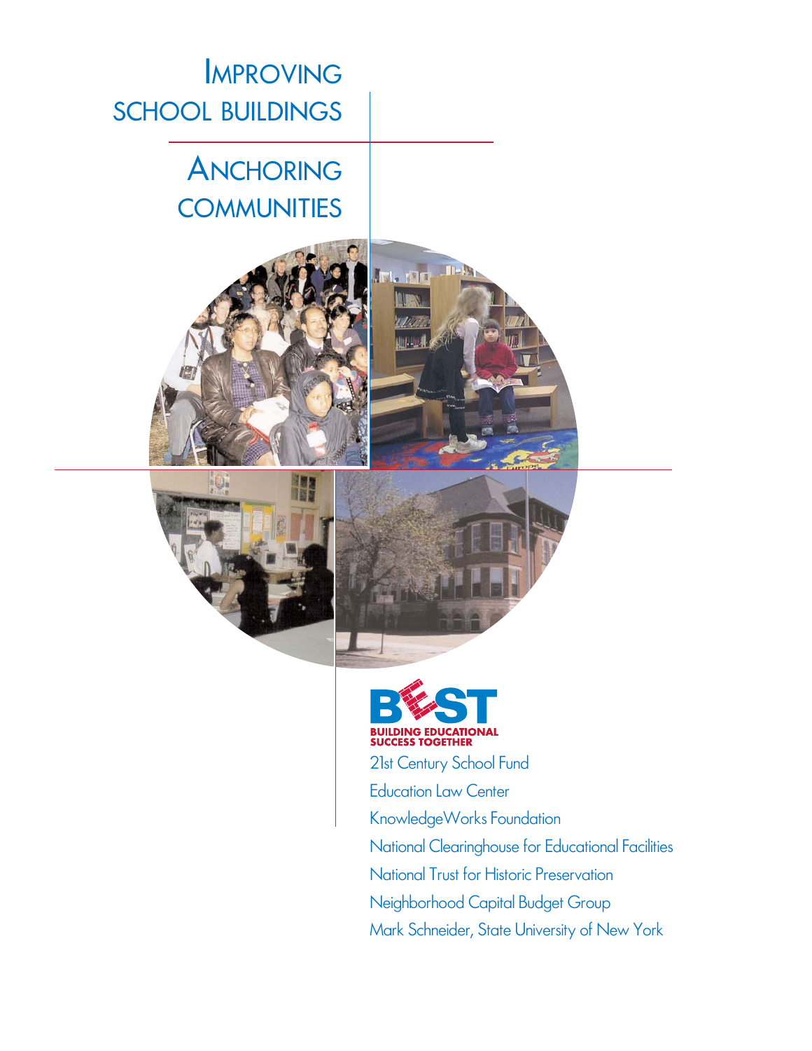# IMPROVING SCHOOL BUILDINGS

# ANCHORING COMMUNITIES

BEST
BUILDING EDUCATIONAL SUCCESS TOGETHER

21st Century School Fund

Education Law Center

KnowledgeWorks Foundation

National Clearinghouse for Educational Facilities

National Trust for Historic Preservation

Neighborhood Capital Budget Group

Mark Schneider, State University of New York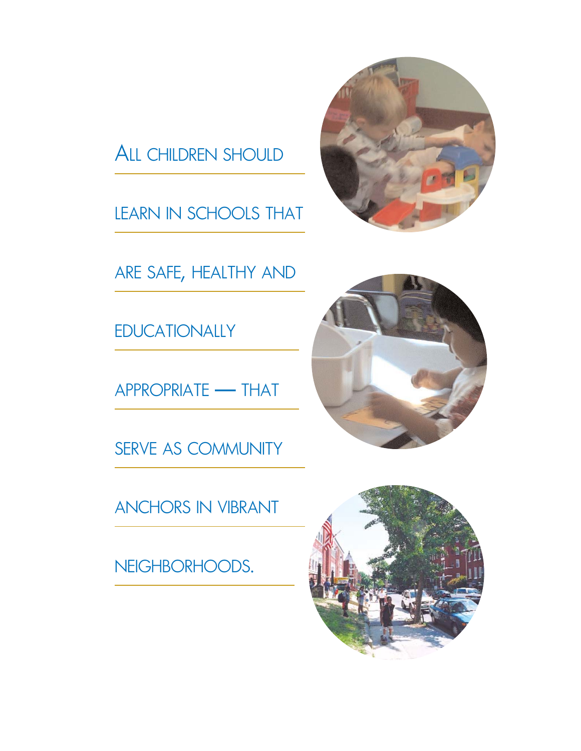ALL CHILDREN SHOULD LEARN IN SCHOOLS THAT ARE SAFE, HEALTHY AND EDUCATIONALLY APPROPRIATE — THAT SERVE AS COMMUNITY ANCHORS IN VIBRANT NEIGHBORHOODS.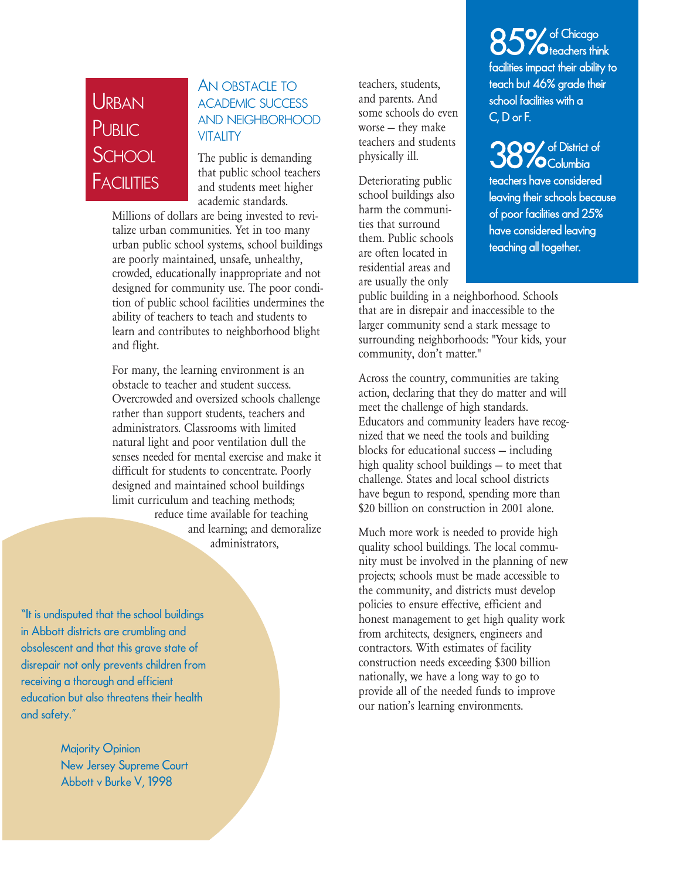# Urban Public School Facilities

## An obstacle to academic success and neighborhood vitality

The public is demanding that public school teachers and students meet higher academic standards. Millions of dollars are being invested to revitalize urban communities. Yet in too many urban public school systems, school buildings are poorly maintained, unsafe, unhealthy, crowded, educationally inappropriate and not designed for community use. The poor condition of public school facilities undermines the ability of teachers to teach and students to learn and contributes to neighborhood blight and flight.

For many, the learning environment is an obstacle to teacher and student success. Overcrowded and oversized schools challenge rather than support students, teachers and administrators. Classrooms with limited natural light and poor ventilation dull the senses needed for mental exercise and make it difficult for students to concentrate. Poorly designed and maintained school buildings limit curriculum and teaching methods; reduce time available for teaching and learning; and demoralize administrators, teachers, students, and parents. And some schools do even worse – they make teachers and students physically ill.

Deteriorating public school buildings also harm the communities that surround them. Public schools are often located in residential areas and are usually the only public building in a neighborhood. Schools that are in disrepair and inaccessible to the larger community send a stark message to surrounding neighborhoods: "Your kids, your community, don't matter."

Across the country, communities are taking action, declaring that they do matter and will meet the challenge of high standards. Educators and community leaders have recognized that we need the tools and building blocks for educational success – including high quality school buildings – to meet that challenge. States and local school districts have begun to respond, spending more than $20 billion on construction in 2001 alone.

Much more work is needed to provide high quality school buildings. The local community must be involved in the planning of new projects; schools must be made accessible to the community, and districts must develop policies to ensure effective, efficient and honest management to get high quality work from architects, designers, engineers and contractors. With estimates of facility construction needs exceeding $300 billion nationally, we have a long way to go to provide all of the needed funds to improve our nation's learning environments.

**85%** of Chicago teachers think facilities impact their ability to teach but 46% grade their school facilities with a C, D or F.

**38%** of District of Columbia teachers have considered leaving their schools because of poor facilities and 25% have considered leaving teaching all together.

"It is undisputed that the school buildings in Abbott districts are crumbling and obsolescent and that this grave state of disrepair not only prevents children from receiving a thorough and efficient education but also threatens their health and safety."

Majority Opinion
New Jersey Supreme Court
Abbott v Burke V, 1998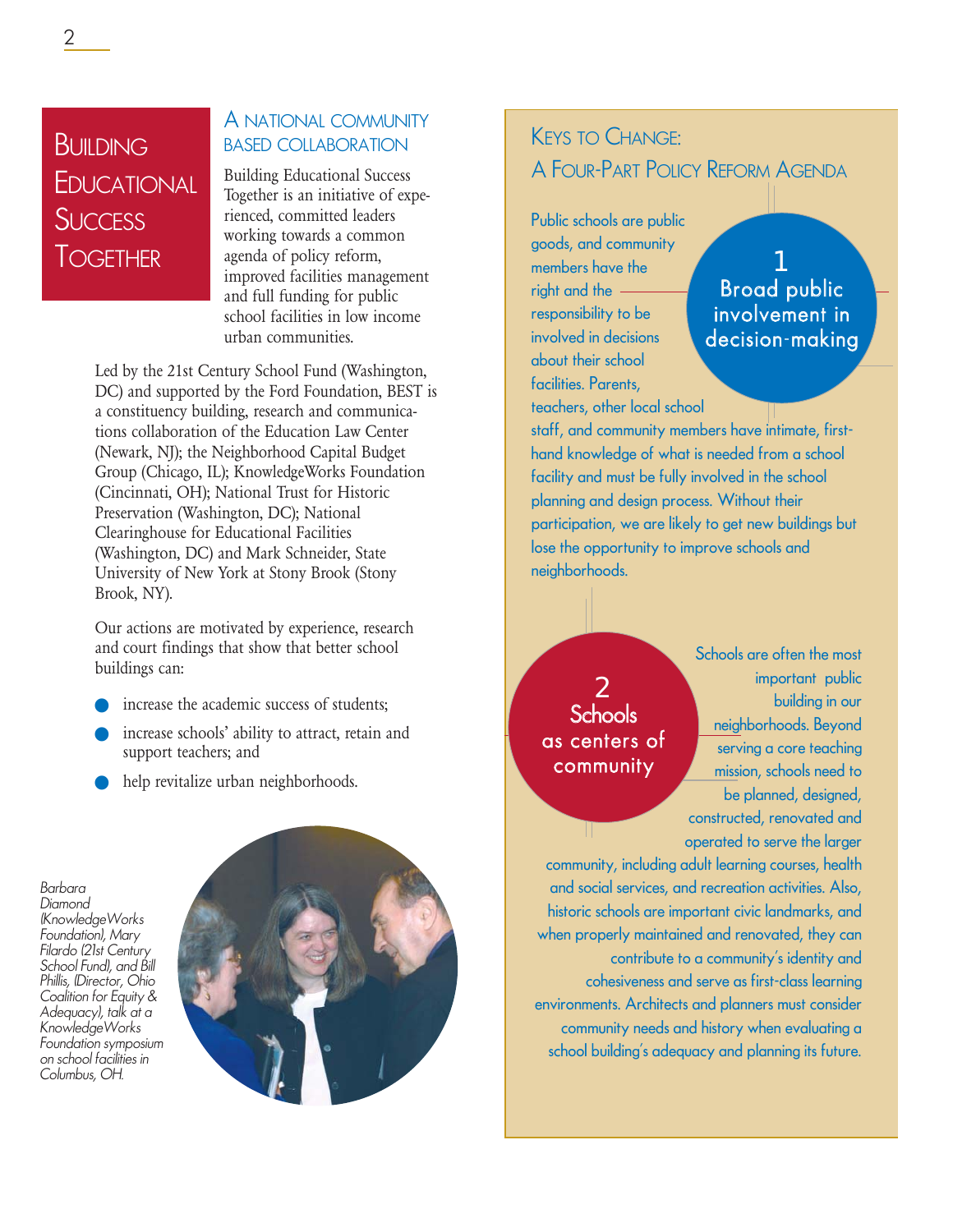# Building Educational Success Together

## A National Community Based Collaboration

Building Educational Success Together is an initiative of experienced, committed leaders working towards a common agenda of policy reform, improved facilities management and full funding for public school facilities in low income urban communities.

Led by the 21st Century School Fund (Washington, DC) and supported by the Ford Foundation, BEST is a constituency building, research and communications collaboration of the Education Law Center (Newark, NJ); the Neighborhood Capital Budget Group (Chicago, IL); KnowledgeWorks Foundation (Cincinnati, OH); National Trust for Historic Preservation (Washington, DC); National Clearinghouse for Educational Facilities (Washington, DC) and Mark Schneider, State University of New York at Stony Brook (Stony Brook, NY).

Our actions are motivated by experience, research and court findings that show that better school buildings can:

- increase the academic success of students;
- increase schools' ability to attract, retain and support teachers; and
- help revitalize urban neighborhoods.

*Barbara Diamond (KnowledgeWorks Foundation), Mary Filardo (21st Century School Fund), and Bill Phillis, (Director, Ohio Coalition for Equity & Adequacy), talk at a KnowledgeWorks Foundation symposium on school facilities in Columbus, OH.*

## Keys to Change: A Four-Part Policy Reform Agenda

### 1 Broad public involvement in decision-making

Public schools are public goods, and community members have the right and the responsibility to be involved in decisions about their school facilities. Parents, teachers, other local school staff, and community members have intimate, first-hand knowledge of what is needed from a school facility and must be fully involved in the school planning and design process. Without their participation, we are likely to get new buildings but lose the opportunity to improve schools and neighborhoods.

### 2 Schools as centers of community

Schools are often the most important public building in our neighborhoods. Beyond serving a core teaching mission, schools need to be planned, designed, constructed, renovated and operated to serve the larger community, including adult learning courses, health and social services, and recreation activities. Also, historic schools are important civic landmarks, and when properly maintained and renovated, they can contribute to a community's identity and cohesiveness and serve as first-class learning environments. Architects and planners must consider community needs and history when evaluating a school building's adequacy and planning its future.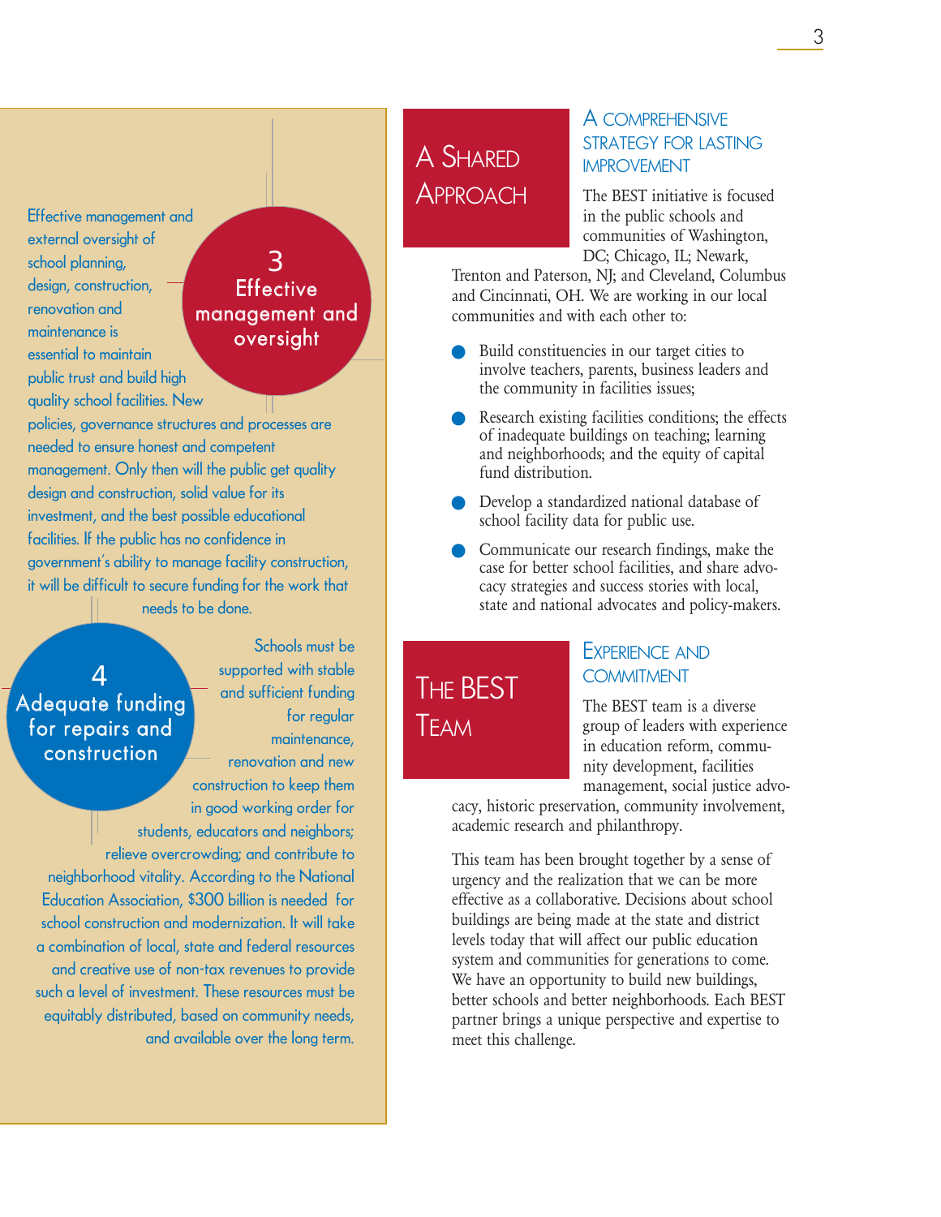### 3 Effective management and oversight

Effective management and external oversight of school planning, design, construction, renovation and maintenance is essential to maintain public trust and build high quality school facilities. New policies, governance structures and processes are needed to ensure honest and competent management. Only then will the public get quality design and construction, solid value for its investment, and the best possible educational facilities. If the public has no confidence in government's ability to manage facility construction, it will be difficult to secure funding for the work that needs to be done.

### 4 Adequate funding for repairs and construction

Schools must be supported with stable and sufficient funding for regular maintenance, renovation and new construction to keep them in good working order for students, educators and neighbors; relieve overcrowding; and contribute to neighborhood vitality. According to the National Education Association, $300 billion is needed for school construction and modernization. It will take a combination of local, state and federal resources and creative use of non-tax revenues to provide such a level of investment. These resources must be equitably distributed, based on community needs, and available over the long term.

## A Shared Approach

### A Comprehensive Strategy for Lasting Improvement

The BEST initiative is focused in the public schools and communities of Washington, DC; Chicago, IL; Newark, Trenton and Paterson, NJ; and Cleveland, Columbus and Cincinnati, OH. We are working in our local communities and with each other to:

- Build constituencies in our target cities to involve teachers, parents, business leaders and the community in facilities issues;
- Research existing facilities conditions; the effects of inadequate buildings on teaching; learning and neighborhoods; and the equity of capital fund distribution.
- Develop a standardized national database of school facility data for public use.
- Communicate our research findings, make the case for better school facilities, and share advocacy strategies and success stories with local, state and national advocates and policy-makers.

## The BEST Team

### Experience and Commitment

The BEST team is a diverse group of leaders with experience in education reform, community development, facilities management, social justice advocacy, historic preservation, community involvement, academic research and philanthropy.

This team has been brought together by a sense of urgency and the realization that we can be more effective as a collaborative. Decisions about school buildings are being made at the state and district levels today that will affect our public education system and communities for generations to come. We have an opportunity to build new buildings, better schools and better neighborhoods. Each BEST partner brings a unique perspective and expertise to meet this challenge.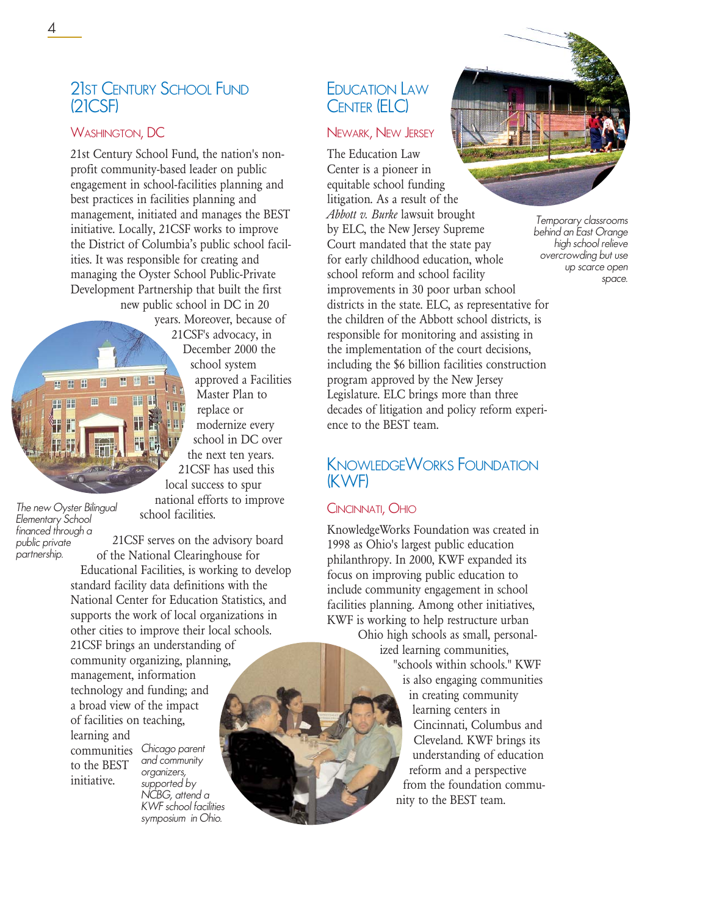## 21st Century School Fund (21CSF)

### Washington, DC

21st Century School Fund, the nation's non-profit community-based leader on public engagement in school-facilities planning and best practices in facilities planning and management, initiated and manages the BEST initiative. Locally, 21CSF works to improve the District of Columbia's public school facilities. It was responsible for creating and managing the Oyster School Public-Private Development Partnership that built the first new public school in DC in 20 years. Moreover, because of 21CSF's advocacy, in December 2000 the school system approved a Facilities Master Plan to replace or modernize every school in DC over the next ten years. 21CSF has used this local success to spur national efforts to improve school facilities.

*The new Oyster Bilingual Elementary School financed through a public private partnership.*

21CSF serves on the advisory board of the National Clearinghouse for Educational Facilities, is working to develop standard facility data definitions with the National Center for Education Statistics, and supports the work of local organizations in other cities to improve their local schools. 21CSF brings an understanding of community organizing, planning, management, information technology and funding; and a broad view of the impact of facilities on teaching, learning and communities to the BEST initiative.

*Chicago parent and community organizers, supported by NCBG, attend a KWF school facilities symposium in Ohio.*

## Education Law Center (ELC)

### Newark, New Jersey

The Education Law Center is a pioneer in equitable school funding litigation. As a result of the *Abbott v. Burke* lawsuit brought by ELC, the New Jersey Supreme Court mandated that the state pay for early childhood education, whole school reform and school facility improvements in 30 poor urban school districts in the state. ELC, as representative for the children of the Abbott school districts, is responsible for monitoring and assisting in the implementation of the court decisions, including the $6 billion facilities construction program approved by the New Jersey Legislature. ELC brings more than three decades of litigation and policy reform experience to the BEST team.

*Temporary classrooms behind an East Orange high school relieve overcrowding but use up scarce open space.*

## KnowledgeWorks Foundation (KWF)

### Cincinnati, Ohio

KnowledgeWorks Foundation was created in 1998 as Ohio's largest public education philanthropy. In 2000, KWF expanded its focus on improving public education to include community engagement in school facilities planning. Among other initiatives, KWF is working to help restructure urban Ohio high schools as small, personalized learning communities, "schools within schools." KWF is also engaging communities in creating community learning centers in Cincinnati, Columbus and Cleveland. KWF brings its understanding of education reform and a perspective from the foundation community to the BEST team.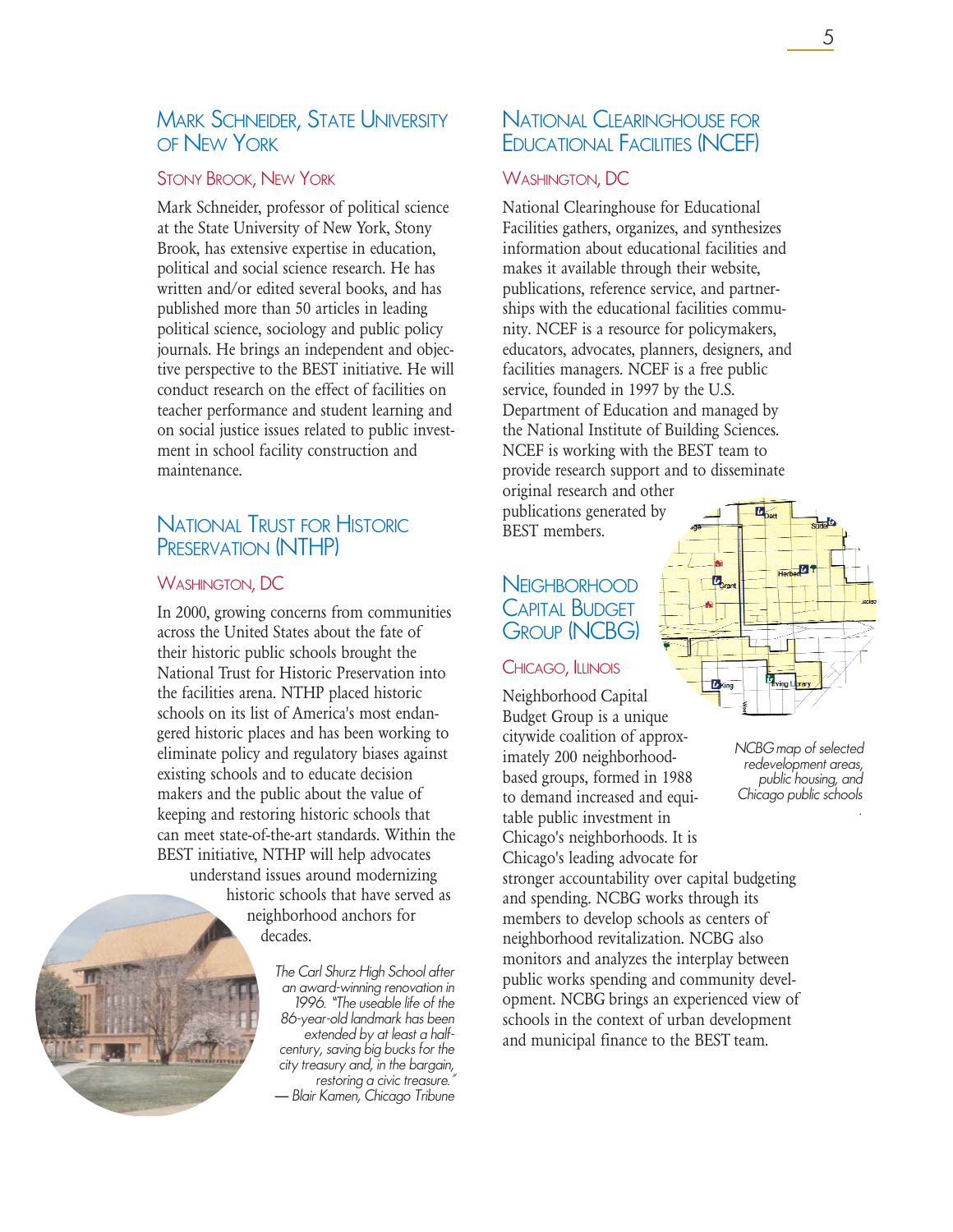## Mark Schneider, State University of New York

### Stony Brook, New York

Mark Schneider, professor of political science at the State University of New York, Stony Brook, has extensive expertise in education, political and social science research. He has written and/or edited several books, and has published more than 50 articles in leading political science, sociology and public policy journals. He brings an independent and objective perspective to the BEST initiative. He will conduct research on the effect of facilities on teacher performance and student learning and on social justice issues related to public investment in school facility construction and maintenance.

## National Trust for Historic Preservation (NTHP)

### Washington, DC

In 2000, growing concerns from communities across the United States about the fate of their historic public schools brought the National Trust for Historic Preservation into the facilities arena. NTHP placed historic schools on its list of America's most endangered historic places and has been working to eliminate policy and regulatory biases against existing schools and to educate decision makers and the public about the value of keeping and restoring historic schools that can meet state-of-the-art standards. Within the BEST initiative, NTHP will help advocates understand issues around modernizing historic schools that have served as neighborhood anchors for decades.

*The Carl Shurz High School after an award-winning renovation in 1996. "The useable life of the 86-year-old landmark has been extended by at least a half-century, saving big bucks for the city treasury and, in the bargain, restoring a civic treasure." — Blair Kamen, Chicago Tribune*

## National Clearinghouse for Educational Facilities (NCEF)

### Washington, DC

National Clearinghouse for Educational Facilities gathers, organizes, and synthesizes information about educational facilities and makes it available through their website, publications, reference service, and partnerships with the educational facilities community. NCEF is a resource for policymakers, educators, advocates, planners, designers, and facilities managers. NCEF is a free public service, founded in 1997 by the U.S. Department of Education and managed by the National Institute of Building Sciences. NCEF is working with the BEST team to provide research support and to disseminate original research and other publications generated by BEST members.

## Neighborhood Capital Budget Group (NCBG)

### Chicago, Illinois

Neighborhood Capital Budget Group is a unique citywide coalition of approximately 200 neighborhood-based groups, formed in 1988 to demand increased and equitable public investment in Chicago's neighborhoods. It is Chicago's leading advocate for stronger accountability over capital budgeting and spending. NCBG works through its members to develop schools as centers of neighborhood revitalization. NCBG also monitors and analyzes the interplay between public works spending and community development. NCBG brings an experienced view of schools in the context of urban development and municipal finance to the BEST team.

*NCBG map of selected redevelopment areas, public housing, and Chicago public schools*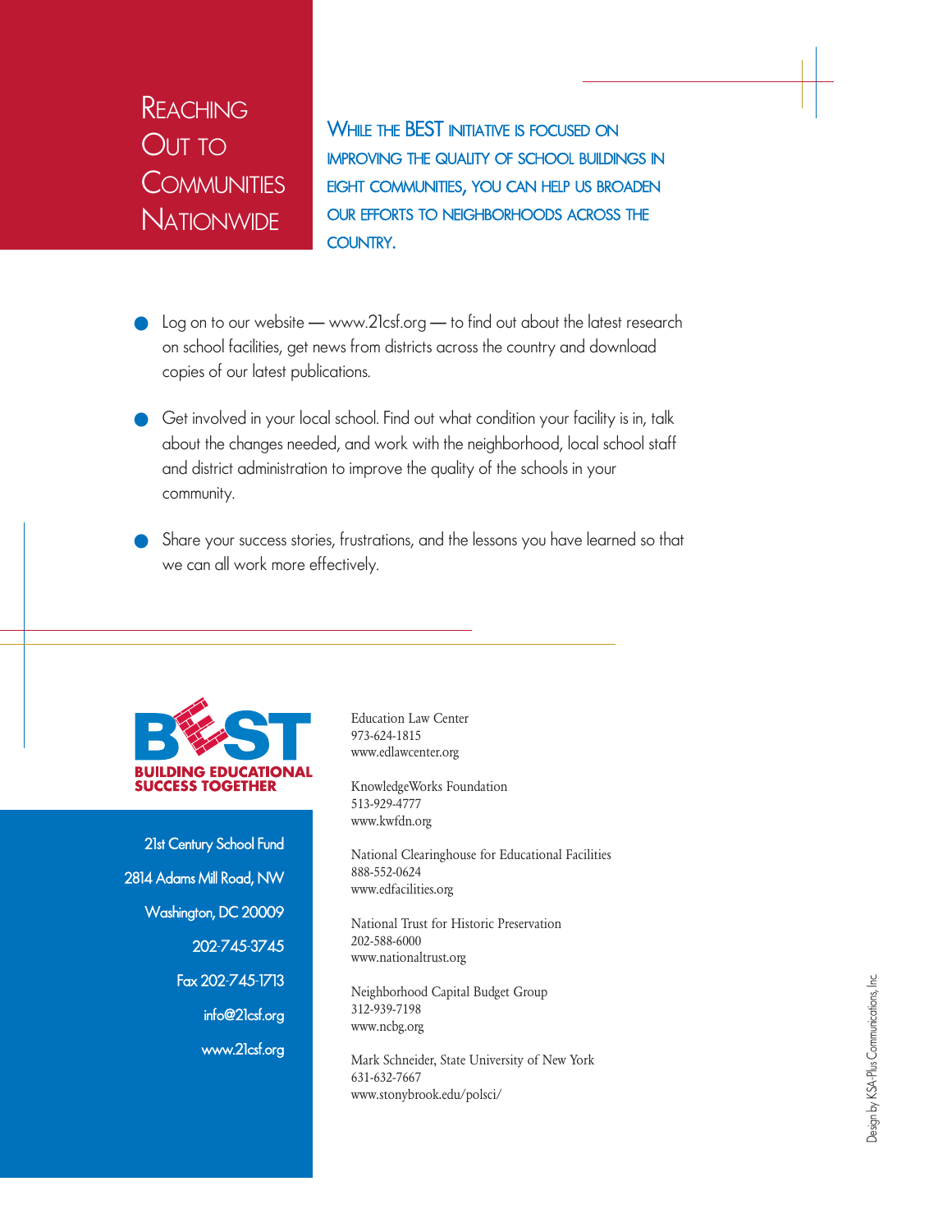# Reaching Out to Communities Nationwide

**While the BEST initiative is focused on improving the quality of school buildings in eight communities, you can help us broaden our efforts to neighborhoods across the country.**

- Log on to our website — www.21csf.org — to find out about the latest research on school facilities, get news from districts across the country and download copies of our latest publications.
- Get involved in your local school. Find out what condition your facility is in, talk about the changes needed, and work with the neighborhood, local school staff and district administration to improve the quality of the schools in your community.
- Share your success stories, frustrations, and the lessons you have learned so that we can all work more effectively.

BEST
BUILDING EDUCATIONAL SUCCESS TOGETHER

21st Century School Fund
2814 Adams Mill Road, NW
Washington, DC 20009
202-745-3745
Fax 202-745-1713
info@21csf.org
www.21csf.org

Education Law Center
973-624-1815
www.edlawcenter.org

KnowledgeWorks Foundation
513-929-4777
www.kwfdn.org

National Clearinghouse for Educational Facilities
888-552-0624
www.edfacilities.org

National Trust for Historic Preservation
202-588-6000
www.nationaltrust.org

Neighborhood Capital Budget Group
312-939-7198
www.ncbg.org

Mark Schneider, State University of New York
631-632-7667
www.stonybrook.edu/polsci/

Design by KSA-Plus Communications, Inc.